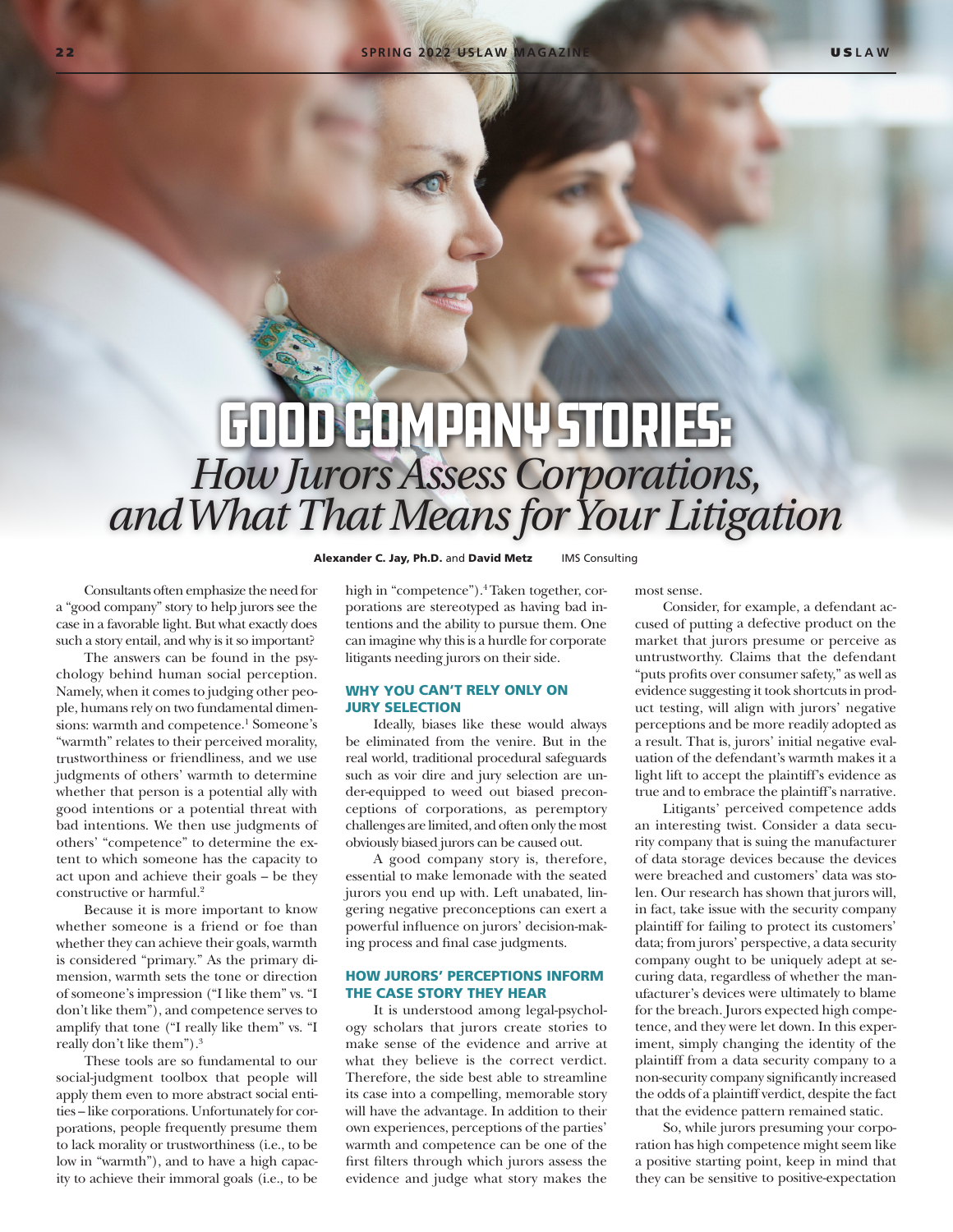# GOOD COMPANY STORIES:

## *How Jurors Assess Corporations, and What That Means for Your Litigation*

**Alexander C. Jay, Ph.D.** and **David Metz** IMS Consulting

Consultants often emphasize the need for a "good company" story to help jurors see the case in a favorable light. But what exactly does such a story entail, and why is it so important?

The answers can be found in the psychology behind human social perception. Namely, when it comes to judging other people, humans rely on two fundamental dimensions: warmth and competence.[1] Someone's "warmth" relates to their perceived morality, trustworthiness or friendliness, and we use judgments of others' warmth to determine whether that person is a potential ally with good intentions or a potential threat with bad intentions. We then use judgments of others' "competence" to determine the extent to which someone has the capacity to act upon and achieve their goals – be they constructive or harmful.[2]

Because it is more important to know whether someone is a friend or foe than whether they can achieve their goals, warmth is considered "primary." As the primary dimension, warmth sets the tone or direction of someone's impression ("I like them" vs. "I don't like them"), and competence serves to amplify that tone ("I really like them" vs. "I really don't like them").[3]

These tools are so fundamental to our social-judgment toolbox that people will apply them even to more abstract social entities – like corporations. Unfortunately for corporations, people frequently presume them to lack morality or trustworthiness (i.e., to be low in "warmth"), and to have a high capacity to achieve their immoral goals (i.e., to be high in "competence").[4] Taken together, corporations are stereotyped as having bad intentions and the ability to pursue them. One can imagine why this is a hurdle for corporate litigants needing jurors on their side.

### WHY YOU CAN'T RELY ONLY ON JURY SELECTION

Ideally, biases like these would always be eliminated from the venire. But in the real world, traditional procedural safeguards such as voir dire and jury selection are under-equipped to weed out biased preconceptions of corporations, as peremptory challenges are limited, and often only the most obviously biased jurors can be caused out.

A good company story is, therefore, essential to make lemonade with the seated jurors you end up with. Left unabated, lingering negative preconceptions can exert a powerful influence on jurors' decision-making process and final case judgments.

### HOW JURORS' PERCEPTIONS INFORM THE CASE STORY THEY HEAR

It is understood among legal-psychology scholars that jurors create stories to make sense of the evidence and arrive at what they believe is the correct verdict. Therefore, the side best able to streamline its case into a compelling, memorable story will have the advantage. In addition to their own experiences, perceptions of the parties' warmth and competence can be one of the first filters through which jurors assess the evidence and judge what story makes the most sense.

Consider, for example, a defendant accused of putting a defective product on the market that jurors presume or perceive as untrustworthy. Claims that the defendant "puts profits over consumer safety," as well as evidence suggesting it took shortcuts in product testing, will align with jurors' negative perceptions and be more readily adopted as a result. That is, jurors' initial negative evaluation of the defendant's warmth makes it a light lift to accept the plaintiff's evidence as true and to embrace the plaintiff's narrative.

Litigants' perceived competence adds an interesting twist. Consider a data security company that is suing the manufacturer of data storage devices because the devices were breached and customers' data was stolen. Our research has shown that jurors will, in fact, take issue with the security company plaintiff for failing to protect its customers' data; from jurors' perspective, a data security company ought to be uniquely adept at securing data, regardless of whether the manufacturer's devices were ultimately to blame for the breach. Jurors expected high competence, and they were let down. In this experiment, simply changing the identity of the plaintiff from a data security company to a non-security company significantly increased the odds of a plaintiff verdict, despite the fact that the evidence pattern remained static.

So, while jurors presuming your corporation has high competence might seem like a positive starting point, keep in mind that they can be sensitive to positive-expectation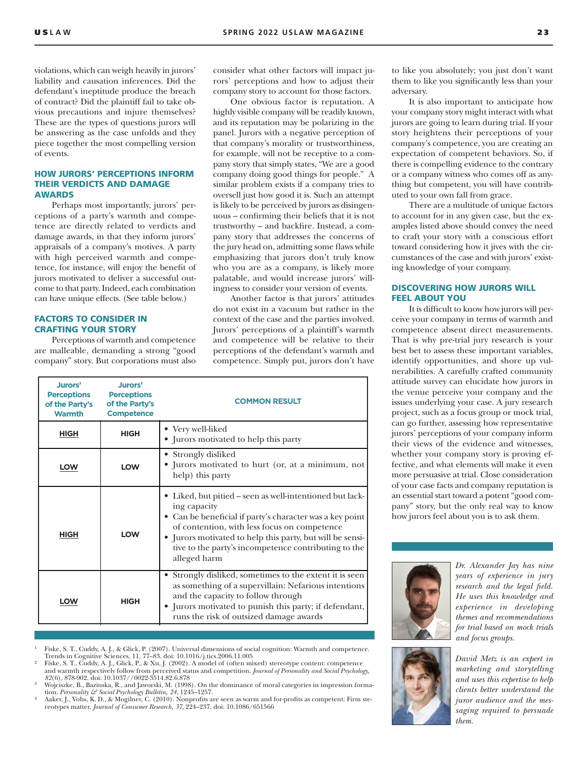violations, which can weigh heavily in jurors' liability and causation inferences. Did the defendant's ineptitude produce the breach of contract? Did the plaintiff fail to take obvious precautions and injure themselves? These are the types of questions jurors will be answering as the case unfolds and they piece together the most compelling version of events.

## HOW JURORS' PERCEPTIONS INFORM THEIR VERDICTS AND DAMAGE AWARDS

Perhaps most importantly, jurors' perceptions of a party's warmth and competence are directly related to verdicts and damage awards, in that they inform jurors' appraisals of a company's motives. A party with high perceived warmth and competence, for instance, will enjoy the benefit of jurors motivated to deliver a successful outcome to that party. Indeed, each combination can have unique effects. (See table below.)

## FACTORS TO CONSIDER IN CRAFTING YOUR STORY

Perceptions of warmth and competence are malleable, demanding a strong "good company" story. But corporations must also consider what other factors will impact jurors' perceptions and how to adjust their company story to account for those factors.

One obvious factor is reputation. A highly visible company will be readily known, and its reputation may be polarizing in the panel. Jurors with a negative perception of that company's morality or trustworthiness, for example, will not be receptive to a company story that simply states, "We are a good company doing good things for people." A similar problem exists if a company tries to oversell just how good it is. Such an attempt is likely to be perceived by jurors as disingenuous – confirming their beliefs that it is not trustworthy – and backfire. Instead, a company story that addresses the concerns of the jury head on, admitting some flaws while emphasizing that jurors don't truly know who you are as a company, is likely more palatable, and would increase jurors' willingness to consider your version of events.

Another factor is that jurors' attitudes do not exist in a vacuum but rather in the context of the case and the parties involved. Jurors' perceptions of a plaintiff's warmth and competence will be relative to their perceptions of the defendant's warmth and competence. Simply put, jurors don't have to like you absolutely; you just don't want them to like you significantly less than your adversary.

It is also important to anticipate how your company story might interact with what jurors are going to learn during trial. If your story heightens their perceptions of your company's competence, you are creating an expectation of competent behaviors. So, if there is compelling evidence to the contrary or a company witness who comes off as anything but competent, you will have contributed to your own fall from grace.

There are a multitude of unique factors to account for in any given case, but the examples listed above should convey the need to craft your story with a conscious effort toward considering how it jives with the circumstances of the case and with jurors' existing knowledge of your company.

| Jurors' Perceptions of the Party's Warmth | Jurors' Perceptions of the Party's Competence | COMMON RESULT |
|---|---|---|
| **HIGH** | **HIGH** | • Very well-liked<br>• Jurors motivated to help this party |
| **LOW** | **LOW** | • Strongly disliked<br>• Jurors motivated to hurt (or, at a minimum, not help) this party |
| **HIGH** | **LOW** | • Liked, but pitied – seen as well-intentioned but lacking capacity<br>• Can be beneficial if party's character was a key point of contention, with less focus on competence<br>• Jurors motivated to help this party, but will be sensitive to the party's incompetence contributing to the alleged harm |
| **LOW** | **HIGH** | • Strongly disliked, sometimes to the extent it is seen as something of a supervillain: Nefarious intentions and the capacity to follow through<br>• Jurors motivated to punish this party; if defendant, runs the risk of outsized damage awards |

## DISCOVERING HOW JURORS WILL FEEL ABOUT YOU

It is difficult to know how jurors will perceive your company in terms of warmth and competence absent direct measurements. That is why pre-trial jury research is your best bet to assess these important variables, identify opportunities, and shore up vulnerabilities. A carefully crafted community attitude survey can elucidate how jurors in the venue perceive your company and the issues underlying your case. A jury research project, such as a focus group or mock trial, can go further, assessing how representative jurors' perceptions of your company inform their views of the evidence and witnesses, whether your company story is proving effective, and what elements will make it even more persuasive at trial. Close consideration of your case facts and company reputation is an essential start toward a potent "good company" story, but the only real way to know how jurors feel about you is to ask them.

*Dr. Alexander Jay has nine years of experience in jury research and the legal field. He uses this knowledge and experience in developing themes and recommendations for trial based on mock trials and focus groups.*

*David Metz is an expert in marketing and storytelling and uses this expertise to help clients better understand the juror audience and the messaging required to persuade them.*

---

[1] Fiske, S. T., Cuddy, A. J., & Glick, P. (2007). Universal dimensions of social cognition: Warmth and competence. Trends in Cognitive Sciences, 11, 77–83. doi: 10.1016/j.tics.2006.11.005

[2] Fiske, S. T., Cuddy, A. J., Glick, P., & Xu, J. (2002). A model of (often mixed) stereotype content: competence and warmth respectively follow from perceived status and competition. *Journal of Personality and Social Psychology, 82*(6), 878-902. doi: 10.1037//0022-3514.82.6.878

[3] Wojciszke, B., Bazinska, R., and Jaworski, M. (1998). On the dominance of moral categories in impression formation. *Personality & Social Psychology Bulletin, 24*, 1245–1257.

[4] Aaker, J., Vohs, K. D., & Mogilner, C. (2010). Nonprofits are seen as warm and for-profits as competent: Firm stereotypes matter. *Journal of Consumer Research, 37*, 224–237. doi: 10.1086/651566